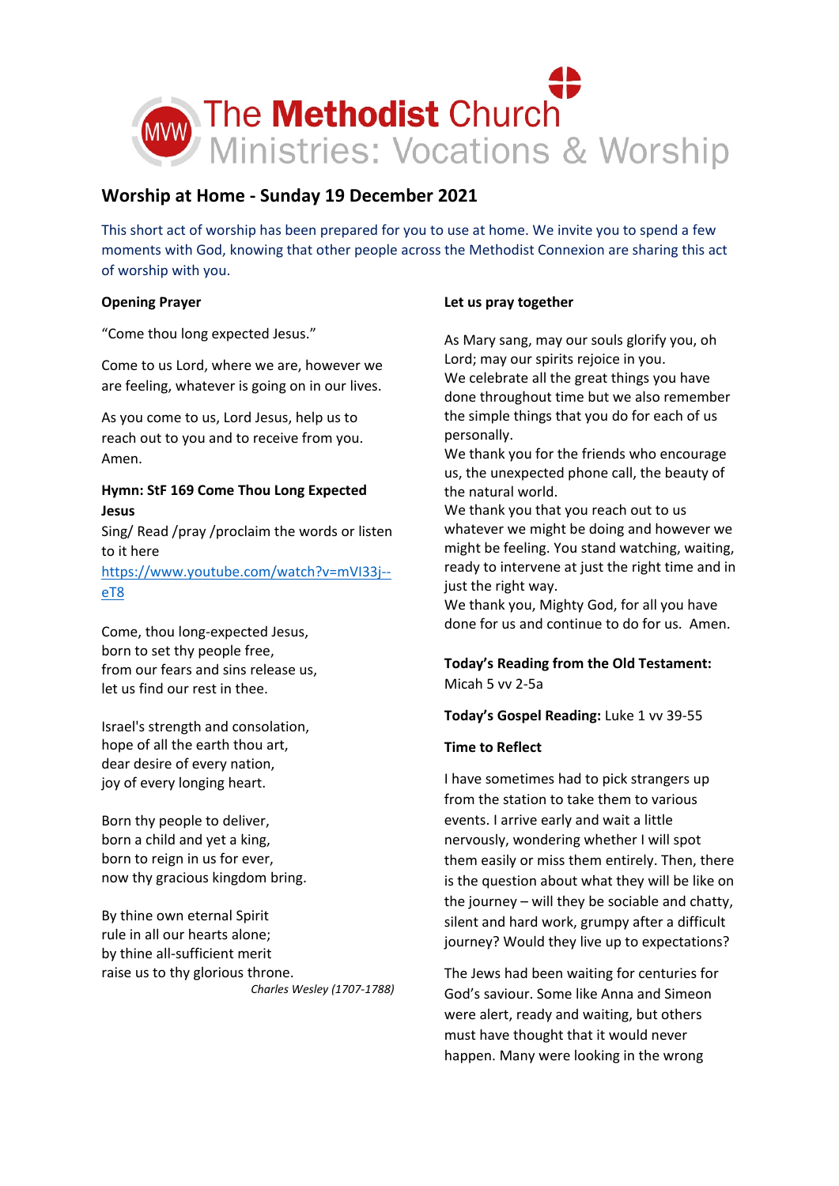The Methodist Church
Ministries: Vocations & Worship

## Worship at Home - Sunday 19 December 2021

This short act of worship has been prepared for you to use at home. We invite you to spend a few moments with God, knowing that other people across the Methodist Connexion are sharing this act of worship with you.

**Opening Prayer**

"Come thou long expected Jesus."

Come to us Lord, where we are, however we are feeling, whatever is going on in our lives.

As you come to us, Lord Jesus, help us to reach out to you and to receive from you. Amen.

**Hymn: StF 169 Come Thou Long Expected Jesus**

Sing/ Read /pray /proclaim the words or listen to it here [https://www.youtube.com/watch?v=mVI33j--eT8](https://www.youtube.com/watch?v=mVI33j--eT8)

Come, thou long-expected Jesus,
born to set thy people free,
from our fears and sins release us,
let us find our rest in thee.

Israel's strength and consolation,
hope of all the earth thou art,
dear desire of every nation,
joy of every longing heart.

Born thy people to deliver,
born a child and yet a king,
born to reign in us for ever,
now thy gracious kingdom bring.

By thine own eternal Spirit
rule in all our hearts alone;
by thine all-sufficient merit
raise us to thy glorious throne.

*Charles Wesley (1707-1788)*

**Let us pray together**

As Mary sang, may our souls glorify you, oh Lord; may our spirits rejoice in you.
We celebrate all the great things you have done throughout time but we also remember the simple things that you do for each of us personally.
We thank you for the friends who encourage us, the unexpected phone call, the beauty of the natural world.
We thank you that you reach out to us whatever we might be doing and however we might be feeling. You stand watching, waiting, ready to intervene at just the right time and in just the right way.
We thank you, Mighty God, for all you have done for us and continue to do for us. Amen.

**Today's Reading from the Old Testament:** Micah 5 vv 2-5a

**Today's Gospel Reading:** Luke 1 vv 39-55

**Time to Reflect**

I have sometimes had to pick strangers up from the station to take them to various events. I arrive early and wait a little nervously, wondering whether I will spot them easily or miss them entirely. Then, there is the question about what they will be like on the journey – will they be sociable and chatty, silent and hard work, grumpy after a difficult journey? Would they live up to expectations?

The Jews had been waiting for centuries for God's saviour. Some like Anna and Simeon were alert, ready and waiting, but others must have thought that it would never happen. Many were looking in the wrong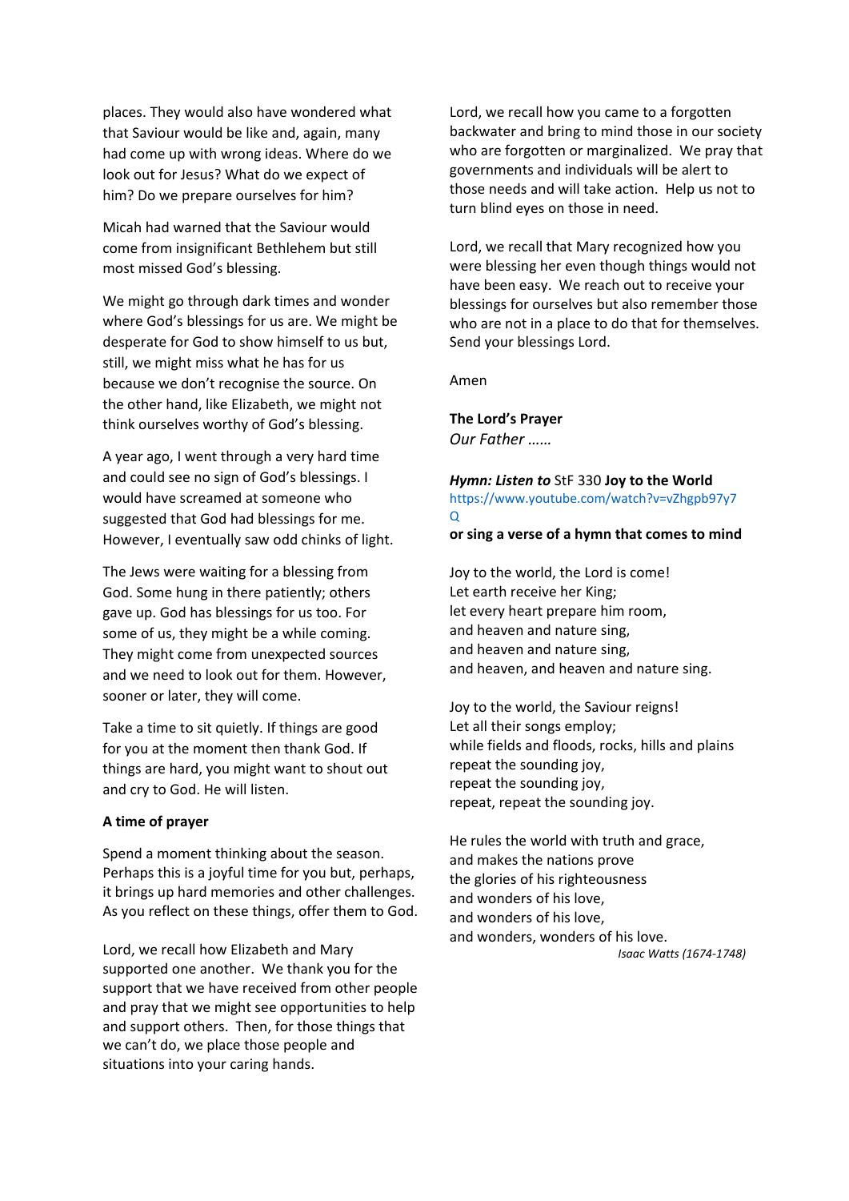places. They would also have wondered what that Saviour would be like and, again, many had come up with wrong ideas. Where do we look out for Jesus? What do we expect of him? Do we prepare ourselves for him?

Micah had warned that the Saviour would come from insignificant Bethlehem but still most missed God's blessing.

We might go through dark times and wonder where God's blessings for us are. We might be desperate for God to show himself to us but, still, we might miss what he has for us because we don't recognise the source. On the other hand, like Elizabeth, we might not think ourselves worthy of God's blessing.

A year ago, I went through a very hard time and could see no sign of God's blessings. I would have screamed at someone who suggested that God had blessings for me. However, I eventually saw odd chinks of light.

The Jews were waiting for a blessing from God. Some hung in there patiently; others gave up. God has blessings for us too. For some of us, they might be a while coming. They might come from unexpected sources and we need to look out for them. However, sooner or later, they will come.

Take a time to sit quietly. If things are good for you at the moment then thank God. If things are hard, you might want to shout out and cry to God. He will listen.

**A time of prayer**

Spend a moment thinking about the season. Perhaps this is a joyful time for you but, perhaps, it brings up hard memories and other challenges. As you reflect on these things, offer them to God.

Lord, we recall how Elizabeth and Mary supported one another. We thank you for the support that we have received from other people and pray that we might see opportunities to help and support others. Then, for those things that we can't do, we place those people and situations into your caring hands.

Lord, we recall how you came to a forgotten backwater and bring to mind those in our society who are forgotten or marginalized. We pray that governments and individuals will be alert to those needs and will take action. Help us not to turn blind eyes on those in need.

Lord, we recall that Mary recognized how you were blessing her even though things would not have been easy. We reach out to receive your blessings for ourselves but also remember those who are not in a place to do that for themselves. Send your blessings Lord.

Amen

**The Lord's Prayer**
*Our Father ……*

***Hymn: Listen to*** StF 330 **Joy to the World**
https://www.youtube.com/watch?v=vZhgpb97y7Q
**or sing a verse of a hymn that comes to mind**

Joy to the world, the Lord is come!
Let earth receive her King;
let every heart prepare him room,
and heaven and nature sing,
and heaven and nature sing,
and heaven, and heaven and nature sing.

Joy to the world, the Saviour reigns!
Let all their songs employ;
while fields and floods, rocks, hills and plains
repeat the sounding joy,
repeat the sounding joy,
repeat, repeat the sounding joy.

He rules the world with truth and grace,
and makes the nations prove
the glories of his righteousness
and wonders of his love,
and wonders of his love,
and wonders, wonders of his love.

*Isaac Watts (1674-1748)*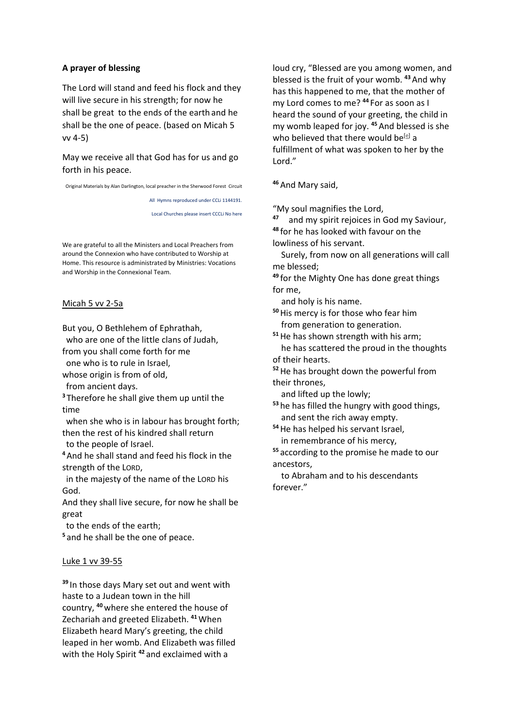**A prayer of blessing**

The Lord will stand and feed his flock and they will live secure in his strength; for now he shall be great to the ends of the earth and he shall be the one of peace. (based on Micah 5 vv 4-5)

May we receive all that God has for us and go forth in his peace.

Original Materials by Alan Darlington, local preacher in the Sherwood Forest Circuit

All Hymns reproduced under CCLi 1144191.

Local Churches please insert CCCLi No here

We are grateful to all the Ministers and Local Preachers from around the Connexion who have contributed to Worship at Home. This resource is administrated by Ministries: Vocations and Worship in the Connexional Team.

Micah 5 vv 2-5a

But you, O Bethlehem of Ephrathah,
 who are one of the little clans of Judah,
from you shall come forth for me
 one who is to rule in Israel,
whose origin is from of old,
 from ancient days.
**3** Therefore he shall give them up until the time
 when she who is in labour has brought forth;
then the rest of his kindred shall return
 to the people of Israel.
**4** And he shall stand and feed his flock in the strength of the LORD,
 in the majesty of the name of the LORD his God.
And they shall live secure, for now he shall be great
 to the ends of the earth;
**5** and he shall be the one of peace.

Luke 1 vv 39-55

**39** In those days Mary set out and went with haste to a Judean town in the hill country, **40** where she entered the house of Zechariah and greeted Elizabeth. **41** When Elizabeth heard Mary's greeting, the child leaped in her womb. And Elizabeth was filled with the Holy Spirit **42** and exclaimed with a loud cry, "Blessed are you among women, and blessed is the fruit of your womb. **43** And why has this happened to me, that the mother of my Lord comes to me? **44** For as soon as I heard the sound of your greeting, the child in my womb leaped for joy. **45** And blessed is she who believed that there would be[e] a fulfillment of what was spoken to her by the Lord."

**46** And Mary said,

"My soul magnifies the Lord,
**47** and my spirit rejoices in God my Saviour,
**48** for he has looked with favour on the lowliness of his servant.
 Surely, from now on all generations will call me blessed;
**49** for the Mighty One has done great things for me,
 and holy is his name.
**50** His mercy is for those who fear him
 from generation to generation.
**51** He has shown strength with his arm;
 he has scattered the proud in the thoughts of their hearts.
**52** He has brought down the powerful from their thrones,
 and lifted up the lowly;
**53** he has filled the hungry with good things,
 and sent the rich away empty.
**54** He has helped his servant Israel,
 in remembrance of his mercy,
**55** according to the promise he made to our ancestors,
 to Abraham and to his descendants forever."